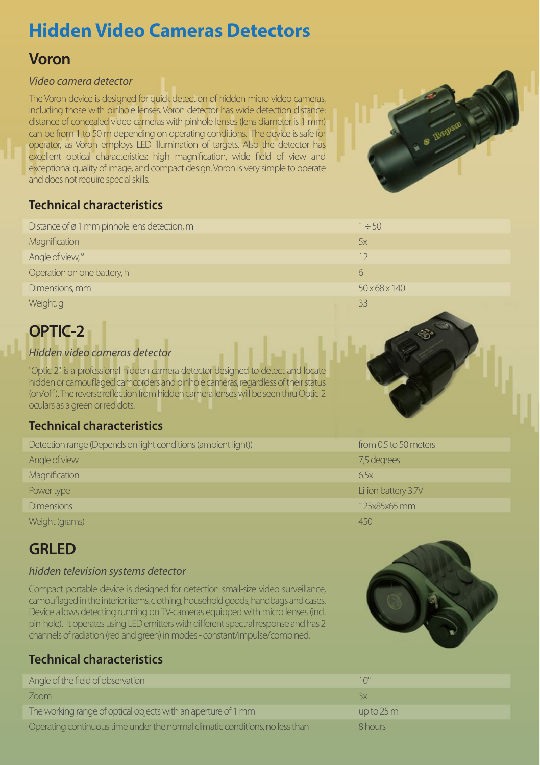# Hidden Video Cameras Detectors

## Voron

*Video camera detector*

The Voron device is designed for quick detection of hidden micro video cameras, including those with pinhole lenses. Voron detector has wide detection distance: distance of concealed video cameras with pinhole lenses (lens diameter is 1 mm) can be from 1 to 50 m depending on operating conditions. The device is safe for operator, as Voron employs LED illumination of targets. Also the detector has excellent optical characteristics: high magnification, wide field of view and exceptional quality of image, and compact design. Voron is very simple to operate and does not require special skills.

### Technical characteristics

| | |
|---|---|
| Distance of ø 1 mm pinhole lens detection, m | 1 ÷ 50 |
| Magnification | 5x |
| Angle of view, ° | 12 |
| Operation on one battery, h | 6 |
| Dimensions, mm | 50 x 68 x 140 |
| Weight, g | 33 |

## OPTIC-2

*Hidden video cameras detector*

"Optic-2" is a professional hidden camera detector designed to detect and locate hidden or camouflaged camcorders and pinhole cameras, regardless of their status (on/off). The reverse reflection from hidden camera lenses will be seen thru Optic-2 oculars as a green or red dots.

### Technical characteristics

| | |
|---|---|
| Detection range (Depends on light conditions (ambient light)) | from 0.5 to 50 meters |
| Angle of view | 7,5 degrees |
| Magnification | 6.5x |
| Power type | Li-ion battery 3.7V |
| Dimensions | 125x85x65 mm |
| Weight (grams) | 450 |

## GRLED

*hidden television systems detector*

Compact portable device is designed for detection small-size video surveillance, camouflaged in the interior items, clothing, household goods, handbags and cases. Device allows detecting running on TV-cameras equipped with micro lenses (incl. pin-hole). It operates using LED emitters with different spectral response and has 2 channels of radiation (red and green) in modes - constant/impulse/combined.

### Technical characteristics

| | |
|---|---|
| Angle of the field of observation | 10° |
| Zoom | 3x |
| The working range of optical objects with an aperture of 1 mm | up to 25 m |
| Operating continuous time under the normal climatic conditions, no less than | 8 hours |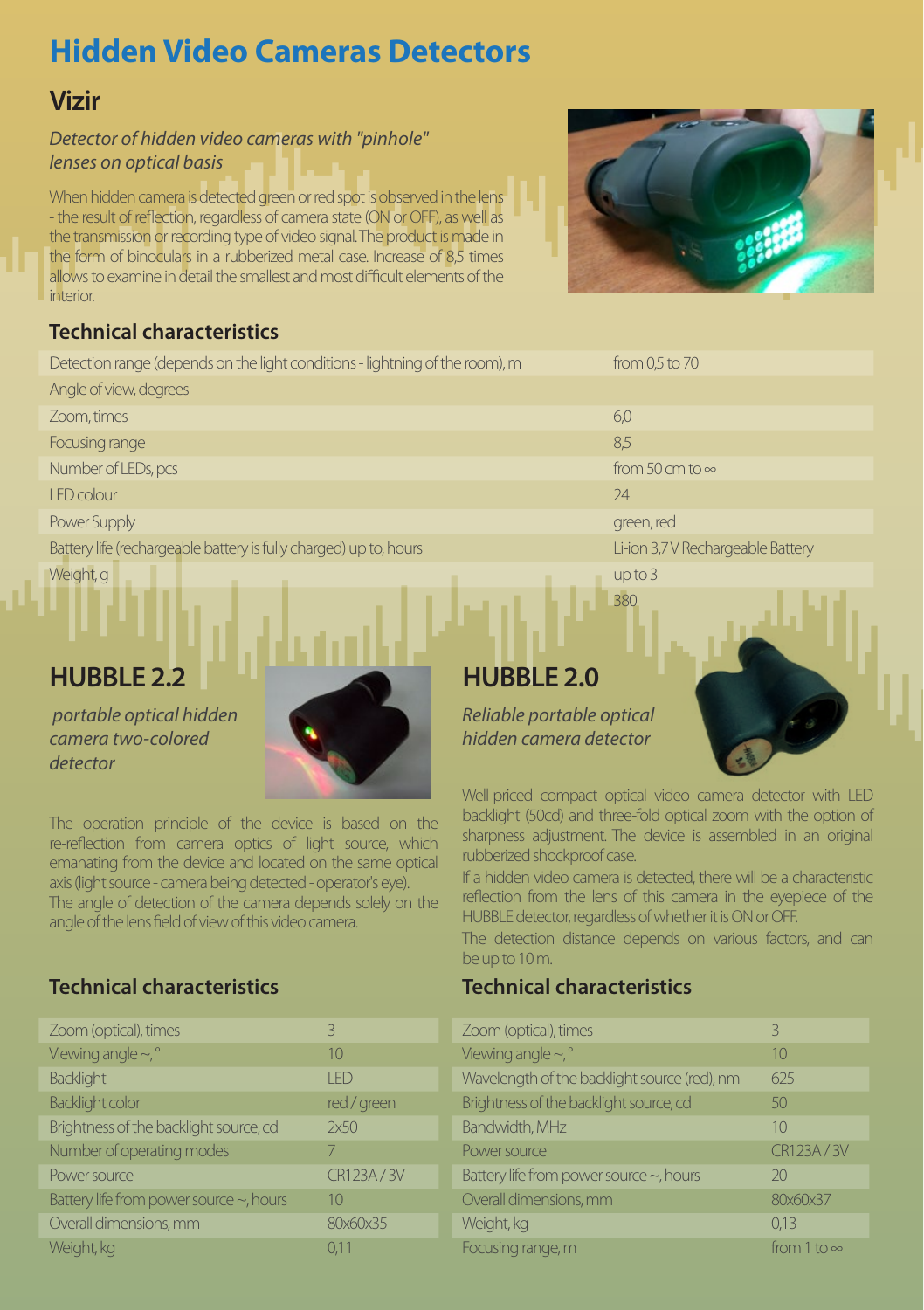# Hidden Video Cameras Detectors

## Vizir

*Detector of hidden video cameras with "pinhole" lenses on optical basis*

When hidden camera is detected green or red spot is observed in the lens - the result of reflection, regardless of camera state (ON or OFF), as well as the transmission or recording type of video signal. The product is made in the form of binoculars in a rubberized metal case. Increase of 8,5 times allows to examine in detail the smallest and most difficult elements of the interior.

### Technical characteristics

| | |
|---|---|
| Detection range (depends on the light conditions - lightning of the room), m | from 0,5 to 70 |
| Angle of view, degrees | |
| Zoom, times | 6,0 |
| Focusing range | 8,5 |
| Number of LEDs, pcs | from 50 cm to ∞ |
| LED colour | 24 |
| Power Supply | green, red |
| Battery life (rechargeable battery is fully charged) up to, hours | Li-ion 3,7 V Rechargeable Battery |
| Weight, g | up to 3 |
| | 380 |

## HUBBLE 2.2

*portable optical hidden camera two-colored detector*

The operation principle of the device is based on the re-reflection from camera optics of light source, which emanating from the device and located on the same optical axis (light source - camera being detected - operator's eye). The angle of detection of the camera depends solely on the angle of the lens field of view of this video camera.

### Technical characteristics

| | |
|---|---|
| Zoom (optical), times | 3 |
| Viewing angle ~, ° | 10 |
| Backlight | LED |
| Backlight color | red / green |
| Brightness of the backlight source, cd | 2x50 |
| Number of operating modes | 7 |
| Power source | CR123A / 3V |
| Battery life from power source ~, hours | 10 |
| Overall dimensions, mm | 80x60x35 |
| Weight, kg | 0,11 |

## HUBBLE 2.0

*Reliable portable optical hidden camera detector*

Well-priced compact optical video camera detector with LED backlight (50cd) and three-fold optical zoom with the option of sharpness adjustment. The device is assembled in an original rubberized shockproof case.

If a hidden video camera is detected, there will be a characteristic reflection from the lens of this camera in the eyepiece of the HUBBLE detector, regardless of whether it is ON or OFF.

The detection distance depends on various factors, and can be up to 10 m.

### Technical characteristics

| | |
|---|---|
| Zoom (optical), times | 3 |
| Viewing angle ~, ° | 10 |
| Wavelength of the backlight source (red), nm | 625 |
| Brightness of the backlight source, cd | 50 |
| Bandwidth, MHz | 10 |
| Power source | CR123A / 3V |
| Battery life from power source ~, hours | 20 |
| Overall dimensions, mm | 80x60x37 |
| Weight, kg | 0,13 |
| Focusing range, m | from 1 to ∞ |